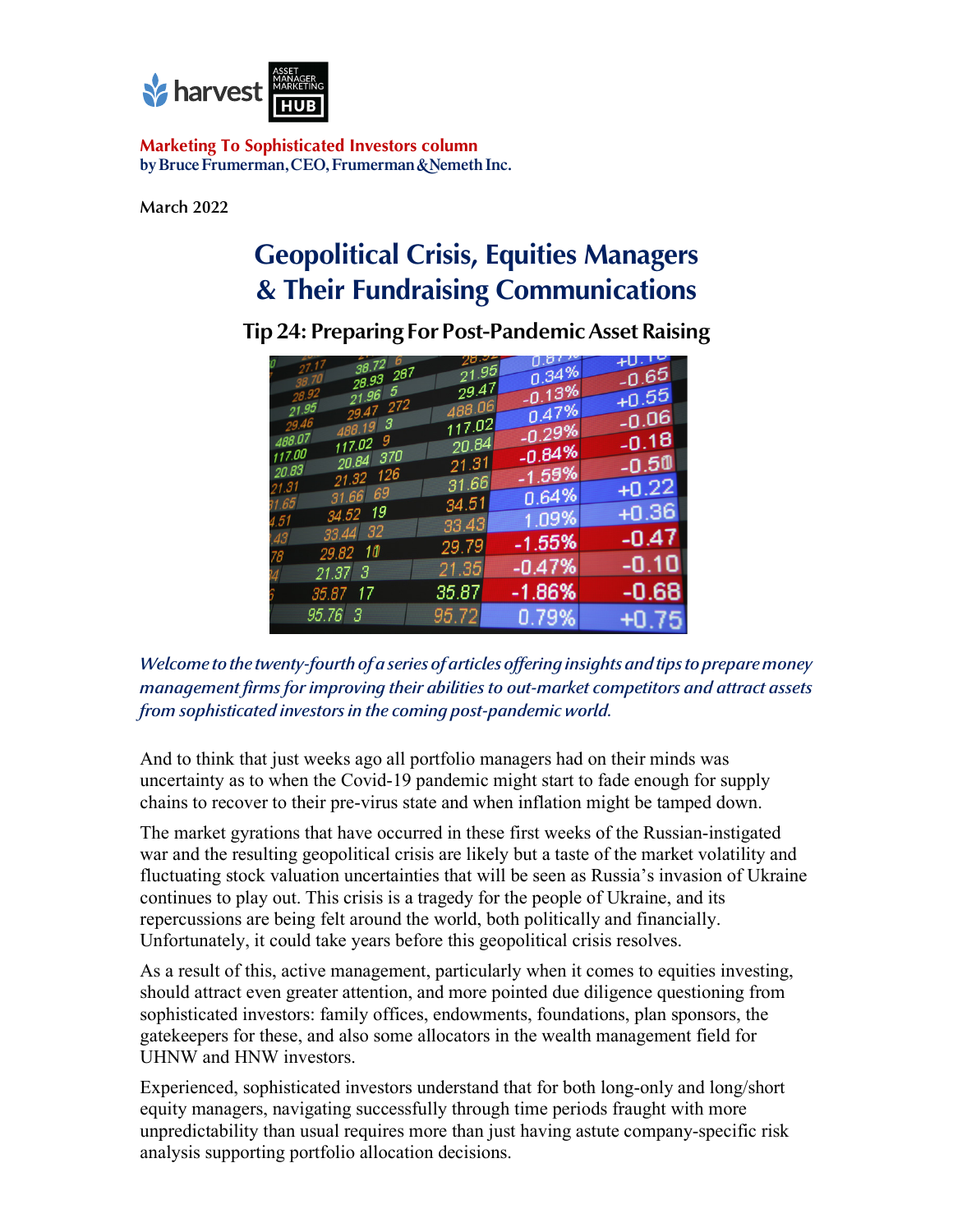harvest ASSET MANAGER MARKETING HUB

**Marketing To Sophisticated Investors column**
**by Bruce Frumerman, CEO, Frumerman & Nemeth Inc.**

March 2022

# Geopolitical Crisis, Equities Managers & Their Fundraising Communications

## Tip 24: Preparing For Post-Pandemic Asset Raising

*Welcome to the twenty-fourth of a series of articles offering insights and tips to prepare money management firms for improving their abilities to out-market competitors and attract assets from sophisticated investors in the coming post-pandemic world.*

And to think that just weeks ago all portfolio managers had on their minds was uncertainty as to when the Covid-19 pandemic might start to fade enough for supply chains to recover to their pre-virus state and when inflation might be tamped down.

The market gyrations that have occurred in these first weeks of the Russian-instigated war and the resulting geopolitical crisis are likely but a taste of the market volatility and fluctuating stock valuation uncertainties that will be seen as Russia's invasion of Ukraine continues to play out. This crisis is a tragedy for the people of Ukraine, and its repercussions are being felt around the world, both politically and financially. Unfortunately, it could take years before this geopolitical crisis resolves.

As a result of this, active management, particularly when it comes to equities investing, should attract even greater attention, and more pointed due diligence questioning from sophisticated investors: family offices, endowments, foundations, plan sponsors, the gatekeepers for these, and also some allocators in the wealth management field for UHNW and HNW investors.

Experienced, sophisticated investors understand that for both long-only and long/short equity managers, navigating successfully through time periods fraught with more unpredictability than usual requires more than just having astute company-specific risk analysis supporting portfolio allocation decisions.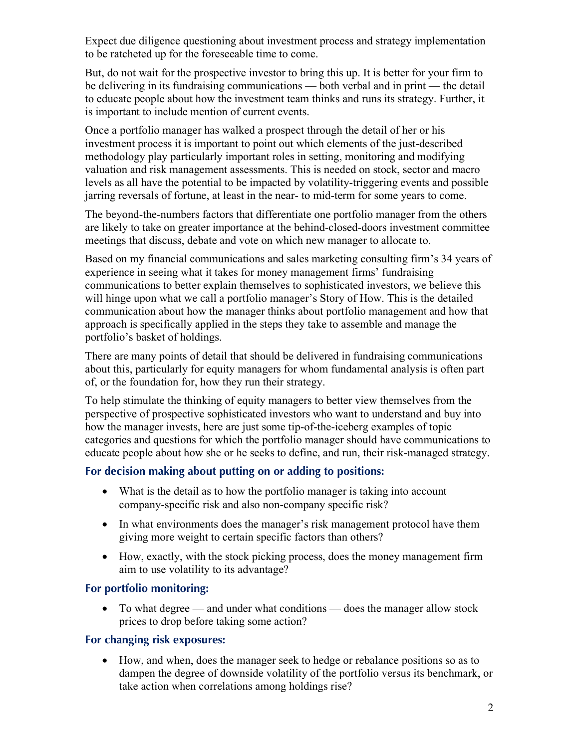Expect due diligence questioning about investment process and strategy implementation to be ratcheted up for the foreseeable time to come.

But, do not wait for the prospective investor to bring this up. It is better for your firm to be delivering in its fundraising communications — both verbal and in print — the detail to educate people about how the investment team thinks and runs its strategy. Further, it is important to include mention of current events.

Once a portfolio manager has walked a prospect through the detail of her or his investment process it is important to point out which elements of the just-described methodology play particularly important roles in setting, monitoring and modifying valuation and risk management assessments. This is needed on stock, sector and macro levels as all have the potential to be impacted by volatility-triggering events and possible jarring reversals of fortune, at least in the near- to mid-term for some years to come.

The beyond-the-numbers factors that differentiate one portfolio manager from the others are likely to take on greater importance at the behind-closed-doors investment committee meetings that discuss, debate and vote on which new manager to allocate to.

Based on my financial communications and sales marketing consulting firm's 34 years of experience in seeing what it takes for money management firms' fundraising communications to better explain themselves to sophisticated investors, we believe this will hinge upon what we call a portfolio manager's Story of How. This is the detailed communication about how the manager thinks about portfolio management and how that approach is specifically applied in the steps they take to assemble and manage the portfolio's basket of holdings.

There are many points of detail that should be delivered in fundraising communications about this, particularly for equity managers for whom fundamental analysis is often part of, or the foundation for, how they run their strategy.

To help stimulate the thinking of equity managers to better view themselves from the perspective of prospective sophisticated investors who want to understand and buy into how the manager invests, here are just some tip-of-the-iceberg examples of topic categories and questions for which the portfolio manager should have communications to educate people about how she or he seeks to define, and run, their risk-managed strategy.

### For decision making about putting on or adding to positions:

- What is the detail as to how the portfolio manager is taking into account company-specific risk and also non-company specific risk?
- In what environments does the manager's risk management protocol have them giving more weight to certain specific factors than others?
- How, exactly, with the stock picking process, does the money management firm aim to use volatility to its advantage?

### For portfolio monitoring:

- To what degree — and under what conditions — does the manager allow stock prices to drop before taking some action?

### For changing risk exposures:

- How, and when, does the manager seek to hedge or rebalance positions so as to dampen the degree of downside volatility of the portfolio versus its benchmark, or take action when correlations among holdings rise?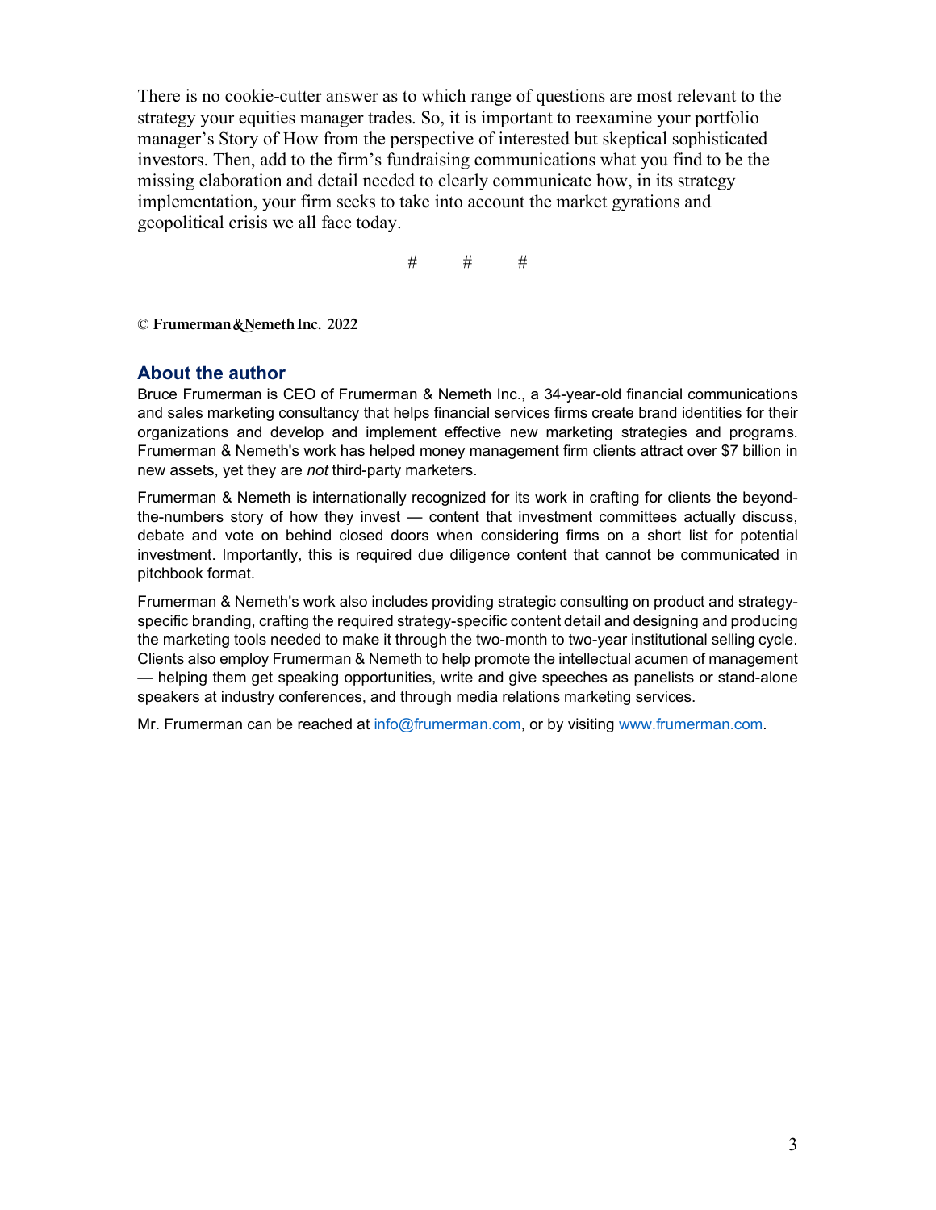There is no cookie-cutter answer as to which range of questions are most relevant to the strategy your equities manager trades. So, it is important to reexamine your portfolio manager's Story of How from the perspective of interested but skeptical sophisticated investors. Then, add to the firm's fundraising communications what you find to be the missing elaboration and detail needed to clearly communicate how, in its strategy implementation, your firm seeks to take into account the market gyrations and geopolitical crisis we all face today.

# # #

© **Frumerman & Nemeth Inc. 2022**

## About the author

Bruce Frumerman is CEO of Frumerman & Nemeth Inc., a 34-year-old financial communications and sales marketing consultancy that helps financial services firms create brand identities for their organizations and develop and implement effective new marketing strategies and programs. Frumerman & Nemeth's work has helped money management firm clients attract over $7 billion in new assets, yet they are *not* third-party marketers.

Frumerman & Nemeth is internationally recognized for its work in crafting for clients the beyond-the-numbers story of how they invest — content that investment committees actually discuss, debate and vote on behind closed doors when considering firms on a short list for potential investment. Importantly, this is required due diligence content that cannot be communicated in pitchbook format.

Frumerman & Nemeth's work also includes providing strategic consulting on product and strategy-specific branding, crafting the required strategy-specific content detail and designing and producing the marketing tools needed to make it through the two-month to two-year institutional selling cycle. Clients also employ Frumerman & Nemeth to help promote the intellectual acumen of management — helping them get speaking opportunities, write and give speeches as panelists or stand-alone speakers at industry conferences, and through media relations marketing services.

Mr. Frumerman can be reached at info@frumerman.com, or by visiting www.frumerman.com.